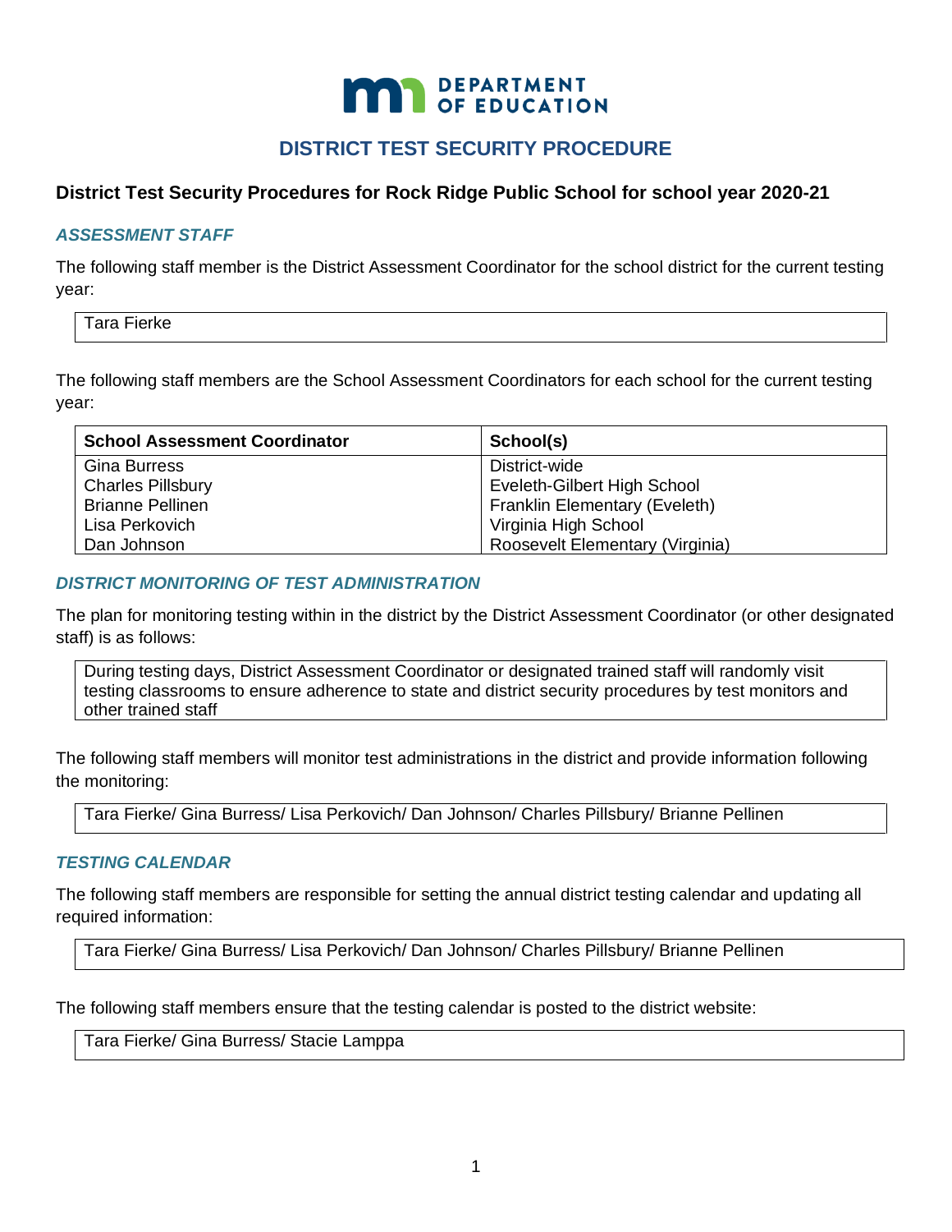DEPARTMENT OF EDUCATION

# DISTRICT TEST SECURITY PROCEDURE

## District Test Security Procedures for Rock Ridge Public School for school year 2020-21

### *ASSESSMENT STAFF*

The following staff member is the District Assessment Coordinator for the school district for the current testing year:

Tara Fierke

The following staff members are the School Assessment Coordinators for each school for the current testing year:

| School Assessment Coordinator | School(s) |
|---|---|
| Gina Burress | District-wide |
| Charles Pillsbury | Eveleth-Gilbert High School |
| Brianne Pellinen | Franklin Elementary (Eveleth) |
| Lisa Perkovich | Virginia High School |
| Dan Johnson | Roosevelt Elementary (Virginia) |

### *DISTRICT MONITORING OF TEST ADMINISTRATION*

The plan for monitoring testing within in the district by the District Assessment Coordinator (or other designated staff) is as follows:

During testing days, District Assessment Coordinator or designated trained staff will randomly visit testing classrooms to ensure adherence to state and district security procedures by test monitors and other trained staff

The following staff members will monitor test administrations in the district and provide information following the monitoring:

Tara Fierke/ Gina Burress/ Lisa Perkovich/ Dan Johnson/ Charles Pillsbury/ Brianne Pellinen

### *TESTING CALENDAR*

The following staff members are responsible for setting the annual district testing calendar and updating all required information:

Tara Fierke/ Gina Burress/ Lisa Perkovich/ Dan Johnson/ Charles Pillsbury/ Brianne Pellinen

The following staff members ensure that the testing calendar is posted to the district website:

Tara Fierke/ Gina Burress/ Stacie Lamppa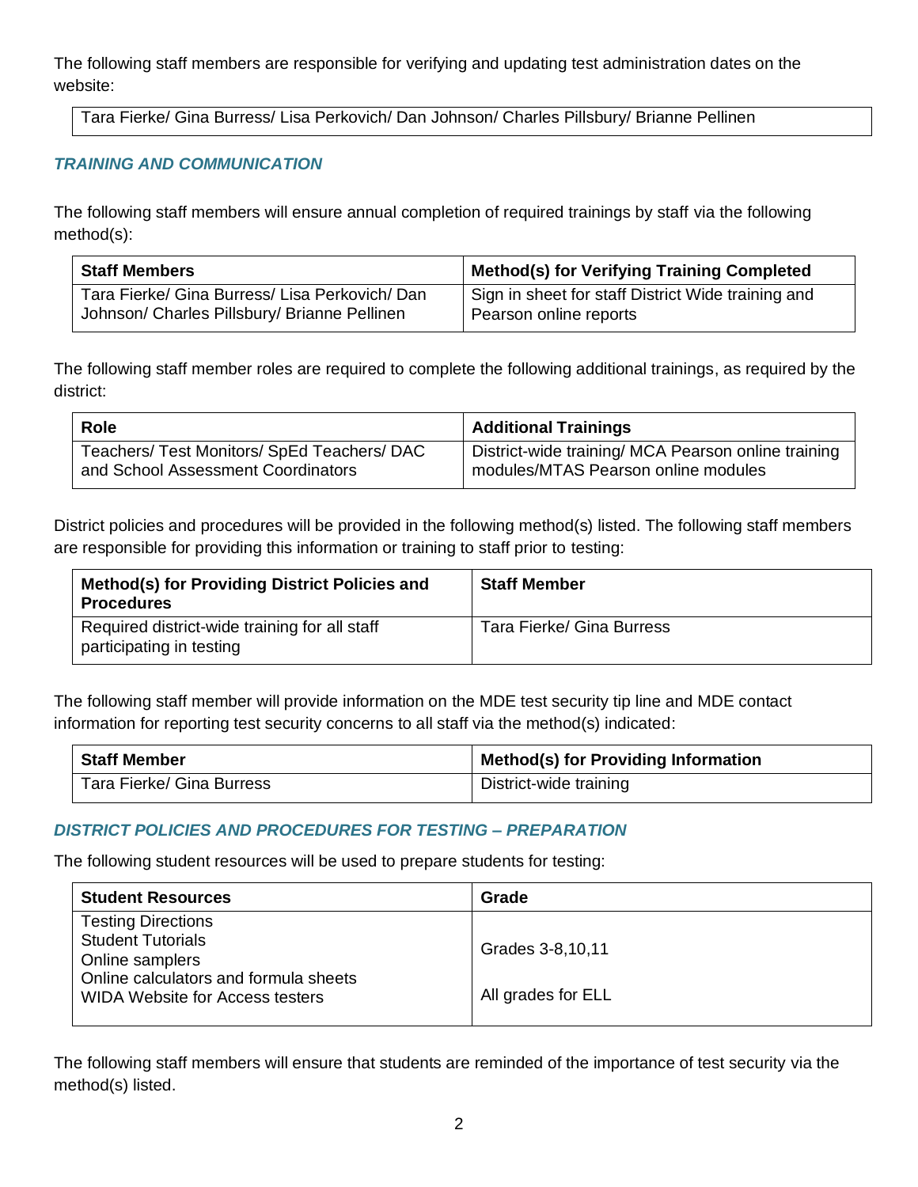The following staff members are responsible for verifying and updating test administration dates on the website:

| Tara Fierke/ Gina Burress/ Lisa Perkovich/ Dan Johnson/ Charles Pillsbury/ Brianne Pellinen |
| --- |

### *TRAINING AND COMMUNICATION*

The following staff members will ensure annual completion of required trainings by staff via the following method(s):

| Staff Members | Method(s) for Verifying Training Completed |
| --- | --- |
| Tara Fierke/ Gina Burress/ Lisa Perkovich/ Dan Johnson/ Charles Pillsbury/ Brianne Pellinen | Sign in sheet for staff District Wide training and Pearson online reports |

The following staff member roles are required to complete the following additional trainings, as required by the district:

| Role | Additional Trainings |
| --- | --- |
| Teachers/ Test Monitors/ SpEd Teachers/ DAC and School Assessment Coordinators | District-wide training/ MCA Pearson online training modules/MTAS Pearson online modules |

District policies and procedures will be provided in the following method(s) listed. The following staff members are responsible for providing this information or training to staff prior to testing:

| Method(s) for Providing District Policies and Procedures | Staff Member |
| --- | --- |
| Required district-wide training for all staff participating in testing | Tara Fierke/ Gina Burress |

The following staff member will provide information on the MDE test security tip line and MDE contact information for reporting test security concerns to all staff via the method(s) indicated:

| Staff Member | Method(s) for Providing Information |
| --- | --- |
| Tara Fierke/ Gina Burress | District-wide training |

### *DISTRICT POLICIES AND PROCEDURES FOR TESTING – PREPARATION*

The following student resources will be used to prepare students for testing:

| Student Resources | Grade |
| --- | --- |
| Testing Directions<br>Student Tutorials<br>Online samplers<br>Online calculators and formula sheets<br>WIDA Website for Access testers | Grades 3-8,10,11<br><br>All grades for ELL |

The following staff members will ensure that students are reminded of the importance of test security via the method(s) listed.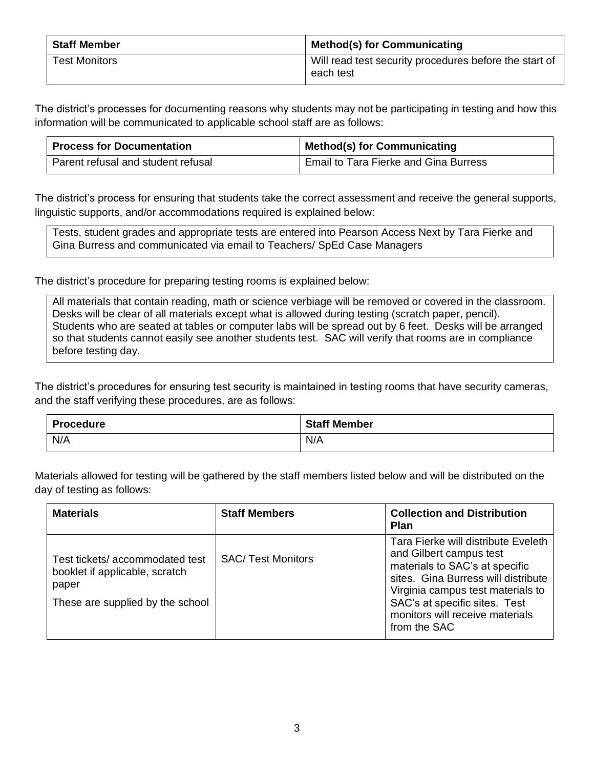| Staff Member | Method(s) for Communicating |
|---|---|
| Test Monitors | Will read test security procedures before the start of each test |

The district's processes for documenting reasons why students may not be participating in testing and how this information will be communicated to applicable school staff are as follows:

| Process for Documentation | Method(s) for Communicating |
|---|---|
| Parent refusal and student refusal | Email to Tara Fierke and Gina Burress |

The district's process for ensuring that students take the correct assessment and receive the general supports, linguistic supports, and/or accommodations required is explained below:

Tests, student grades and appropriate tests are entered into Pearson Access Next by Tara Fierke and Gina Burress and communicated via email to Teachers/ SpEd Case Managers

The district's procedure for preparing testing rooms is explained below:

All materials that contain reading, math or science verbiage will be removed or covered in the classroom. Desks will be clear of all materials except what is allowed during testing (scratch paper, pencil). Students who are seated at tables or computer labs will be spread out by 6 feet. Desks will be arranged so that students cannot easily see another students test. SAC will verify that rooms are in compliance before testing day.

The district's procedures for ensuring test security is maintained in testing rooms that have security cameras, and the staff verifying these procedures, are as follows:

| Procedure | Staff Member |
|---|---|
| N/A | N/A |

Materials allowed for testing will be gathered by the staff members listed below and will be distributed on the day of testing as follows:

| Materials | Staff Members | Collection and Distribution Plan |
|---|---|---|
| Test tickets/ accommodated test booklet if applicable, scratch paper<br><br>These are supplied by the school | SAC/ Test Monitors | Tara Fierke will distribute Eveleth and Gilbert campus test materials to SAC's at specific sites. Gina Burress will distribute Virginia campus test materials to SAC's at specific sites. Test monitors will receive materials from the SAC |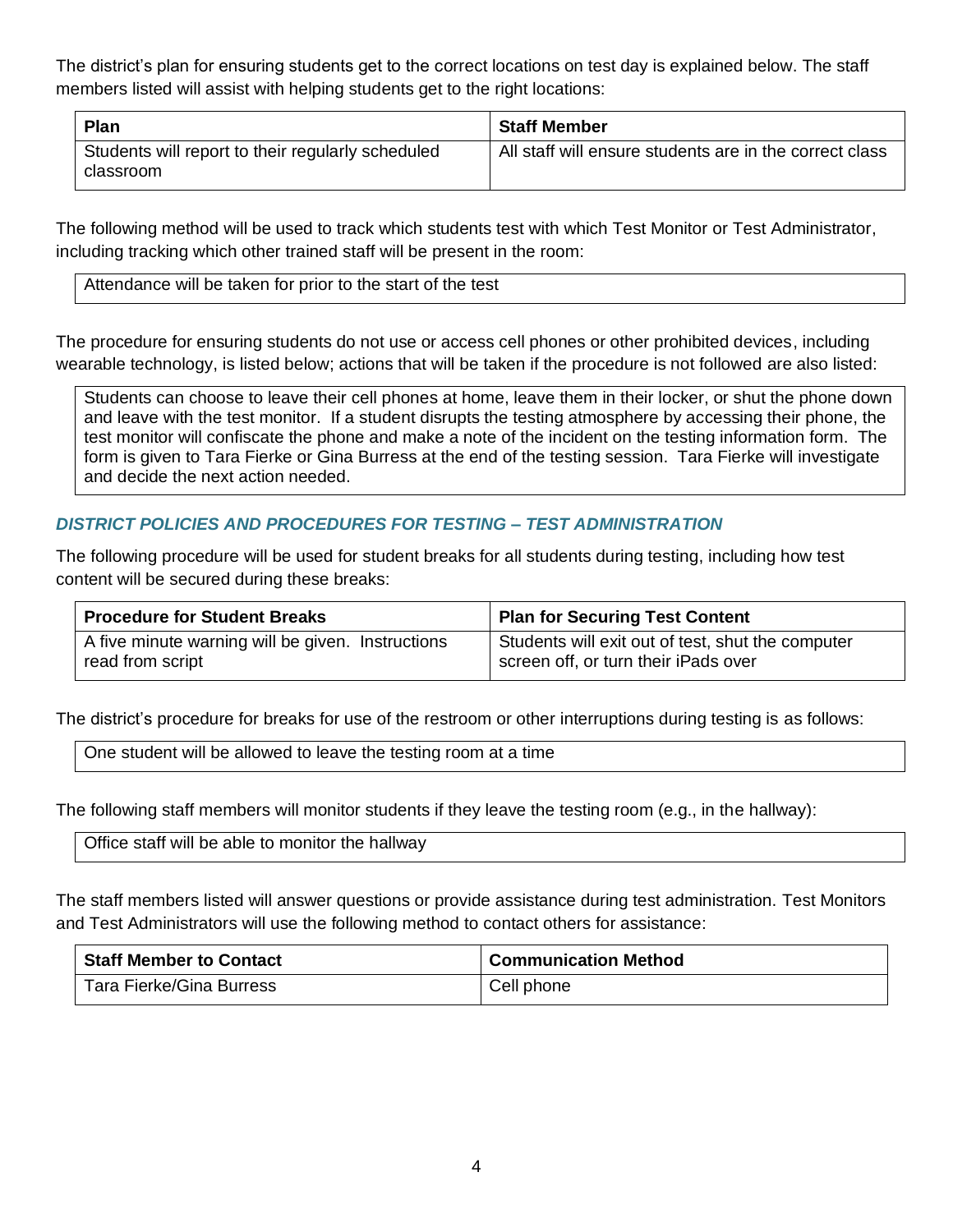The district's plan for ensuring students get to the correct locations on test day is explained below. The staff members listed will assist with helping students get to the right locations:

| Plan | Staff Member |
| --- | --- |
| Students will report to their regularly scheduled classroom | All staff will ensure students are in the correct class |

The following method will be used to track which students test with which Test Monitor or Test Administrator, including tracking which other trained staff will be present in the room:

| Attendance will be taken for prior to the start of the test |
| --- |

The procedure for ensuring students do not use or access cell phones or other prohibited devices, including wearable technology, is listed below; actions that will be taken if the procedure is not followed are also listed:

| Students can choose to leave their cell phones at home, leave them in their locker, or shut the phone down and leave with the test monitor. If a student disrupts the testing atmosphere by accessing their phone, the test monitor will confiscate the phone and make a note of the incident on the testing information form. The form is given to Tara Fierke or Gina Burress at the end of the testing session. Tara Fierke will investigate and decide the next action needed. |
| --- |

### *DISTRICT POLICIES AND PROCEDURES FOR TESTING – TEST ADMINISTRATION*

The following procedure will be used for student breaks for all students during testing, including how test content will be secured during these breaks:

| Procedure for Student Breaks | Plan for Securing Test Content |
| --- | --- |
| A five minute warning will be given. Instructions read from script | Students will exit out of test, shut the computer screen off, or turn their iPads over |

The district's procedure for breaks for use of the restroom or other interruptions during testing is as follows:

| One student will be allowed to leave the testing room at a time |
| --- |

The following staff members will monitor students if they leave the testing room (e.g., in the hallway):

| Office staff will be able to monitor the hallway |
| --- |

The staff members listed will answer questions or provide assistance during test administration. Test Monitors and Test Administrators will use the following method to contact others for assistance:

| Staff Member to Contact | Communication Method |
| --- | --- |
| Tara Fierke/Gina Burress | Cell phone |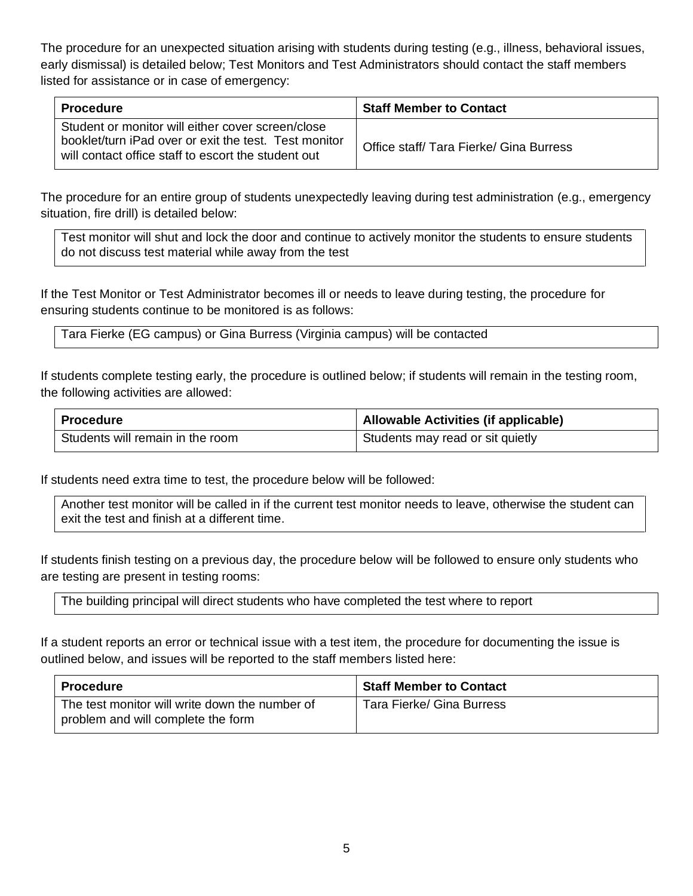The procedure for an unexpected situation arising with students during testing (e.g., illness, behavioral issues, early dismissal) is detailed below; Test Monitors and Test Administrators should contact the staff members listed for assistance or in case of emergency:

| Procedure | Staff Member to Contact |
| --- | --- |
| Student or monitor will either cover screen/close booklet/turn iPad over or exit the test. Test monitor will contact office staff to escort the student out | Office staff/ Tara Fierke/ Gina Burress |

The procedure for an entire group of students unexpectedly leaving during test administration (e.g., emergency situation, fire drill) is detailed below:

| Test monitor will shut and lock the door and continue to actively monitor the students to ensure students do not discuss test material while away from the test |
| --- |

If the Test Monitor or Test Administrator becomes ill or needs to leave during testing, the procedure for ensuring students continue to be monitored is as follows:

| Tara Fierke (EG campus) or Gina Burress (Virginia campus) will be contacted |
| --- |

If students complete testing early, the procedure is outlined below; if students will remain in the testing room, the following activities are allowed:

| Procedure | Allowable Activities (if applicable) |
| --- | --- |
| Students will remain in the room | Students may read or sit quietly |

If students need extra time to test, the procedure below will be followed:

| Another test monitor will be called in if the current test monitor needs to leave, otherwise the student can exit the test and finish at a different time. |
| --- |

If students finish testing on a previous day, the procedure below will be followed to ensure only students who are testing are present in testing rooms:

| The building principal will direct students who have completed the test where to report |
| --- |

If a student reports an error or technical issue with a test item, the procedure for documenting the issue is outlined below, and issues will be reported to the staff members listed here:

| Procedure | Staff Member to Contact |
| --- | --- |
| The test monitor will write down the number of problem and will complete the form | Tara Fierke/ Gina Burress |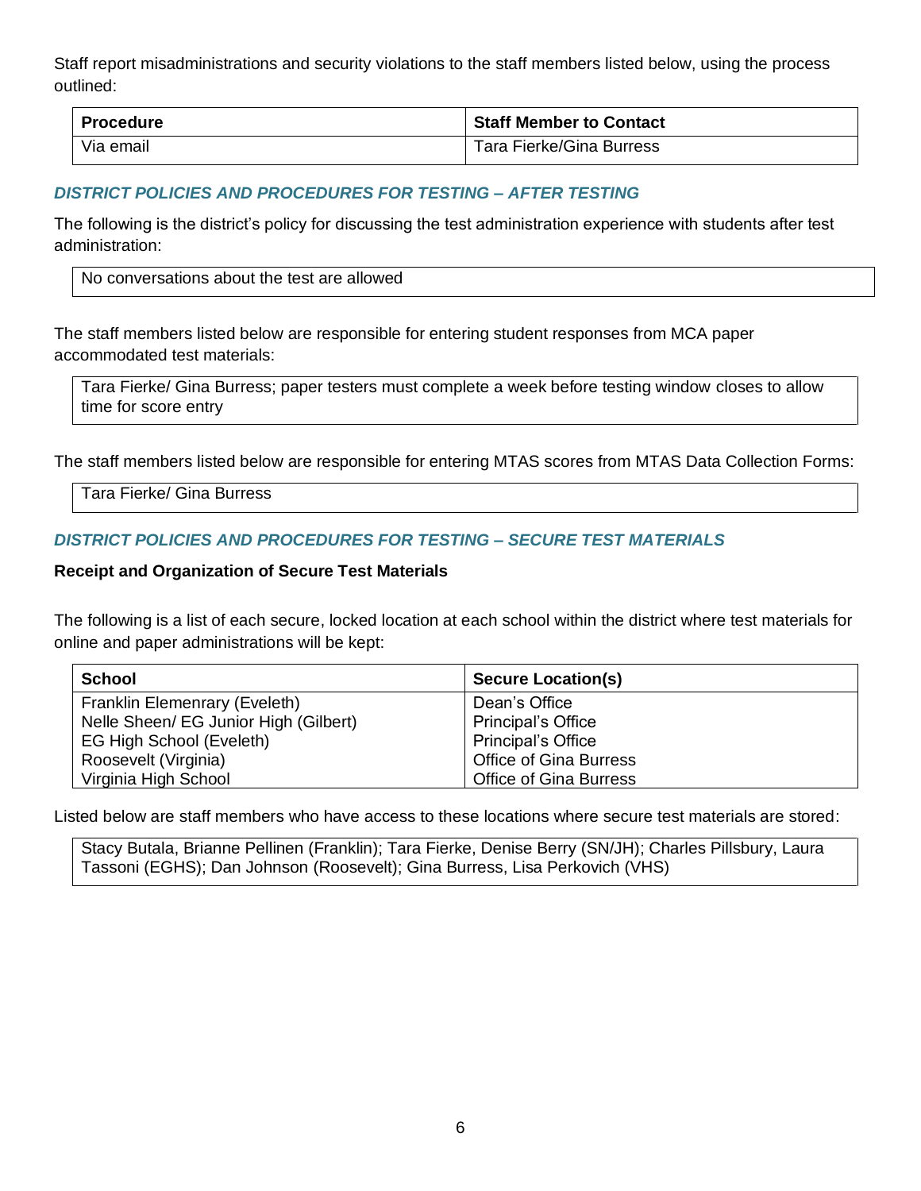Staff report misadministrations and security violations to the staff members listed below, using the process outlined:

| Procedure | Staff Member to Contact |
|---|---|
| Via email | Tara Fierke/Gina Burress |

### *DISTRICT POLICIES AND PROCEDURES FOR TESTING – AFTER TESTING*

The following is the district's policy for discussing the test administration experience with students after test administration:

| No conversations about the test are allowed |
|---|

The staff members listed below are responsible for entering student responses from MCA paper accommodated test materials:

| Tara Fierke/ Gina Burress; paper testers must complete a week before testing window closes to allow time for score entry |
|---|

The staff members listed below are responsible for entering MTAS scores from MTAS Data Collection Forms:

| Tara Fierke/ Gina Burress |
|---|

### *DISTRICT POLICIES AND PROCEDURES FOR TESTING – SECURE TEST MATERIALS*

**Receipt and Organization of Secure Test Materials**

The following is a list of each secure, locked location at each school within the district where test materials for online and paper administrations will be kept:

| School | Secure Location(s) |
|---|---|
| Franklin Elemenrary (Eveleth) | Dean's Office |
| Nelle Sheen/ EG Junior High (Gilbert) | Principal's Office |
| EG High School (Eveleth) | Principal's Office |
| Roosevelt (Virginia) | Office of Gina Burress |
| Virginia High School | Office of Gina Burress |

Listed below are staff members who have access to these locations where secure test materials are stored:

| Stacy Butala, Brianne Pellinen (Franklin); Tara Fierke, Denise Berry (SN/JH); Charles Pillsbury, Laura Tassoni (EGHS); Dan Johnson (Roosevelt); Gina Burress, Lisa Perkovich (VHS) |
|---|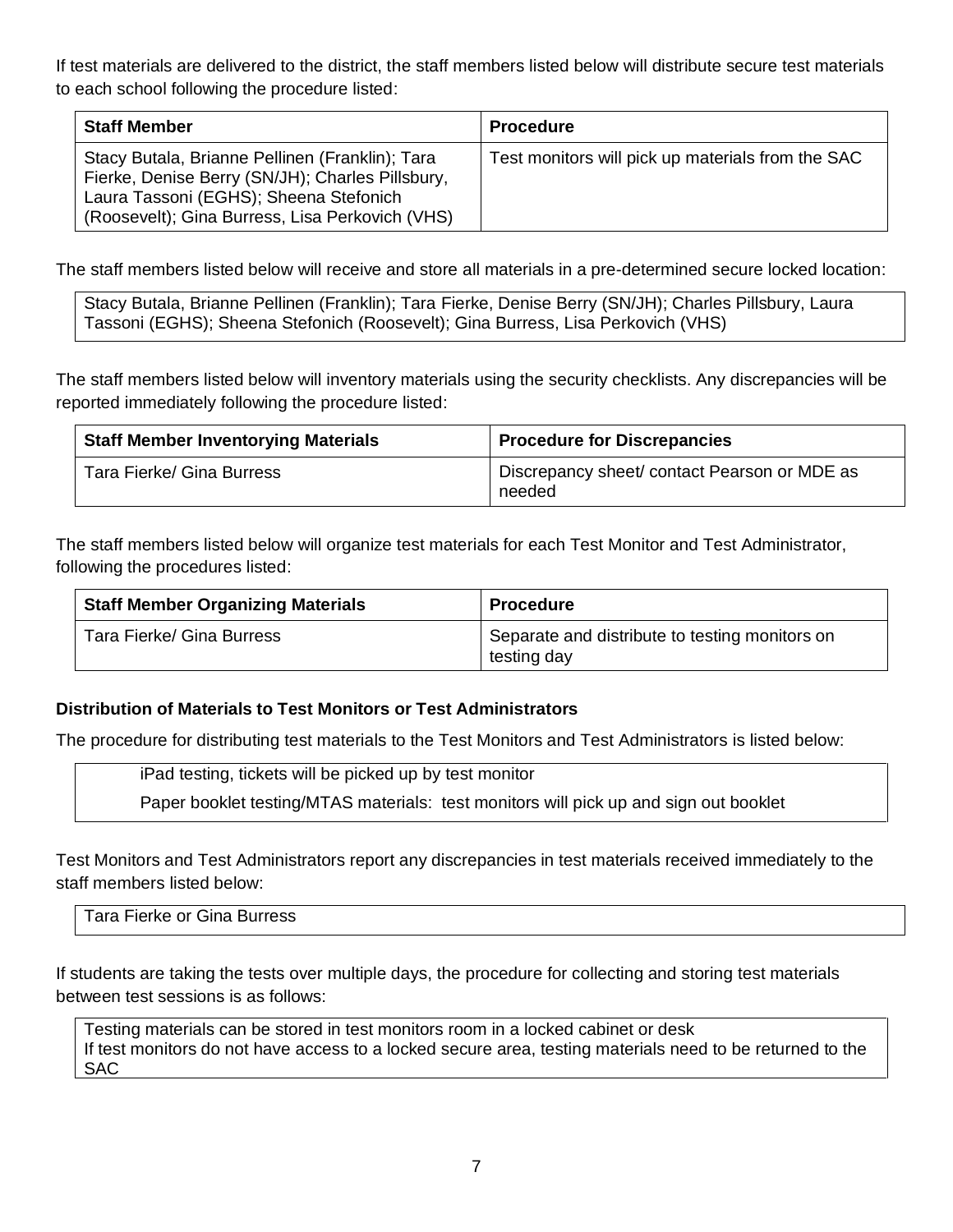If test materials are delivered to the district, the staff members listed below will distribute secure test materials to each school following the procedure listed:

| Staff Member | Procedure |
| --- | --- |
| Stacy Butala, Brianne Pellinen (Franklin); Tara Fierke, Denise Berry (SN/JH); Charles Pillsbury, Laura Tassoni (EGHS); Sheena Stefonich (Roosevelt); Gina Burress, Lisa Perkovich (VHS) | Test monitors will pick up materials from the SAC |

The staff members listed below will receive and store all materials in a pre-determined secure locked location:

| Stacy Butala, Brianne Pellinen (Franklin); Tara Fierke, Denise Berry (SN/JH); Charles Pillsbury, Laura Tassoni (EGHS); Sheena Stefonich (Roosevelt); Gina Burress, Lisa Perkovich (VHS) |
| --- |

The staff members listed below will inventory materials using the security checklists. Any discrepancies will be reported immediately following the procedure listed:

| Staff Member Inventorying Materials | Procedure for Discrepancies |
| --- | --- |
| Tara Fierke/ Gina Burress | Discrepancy sheet/ contact Pearson or MDE as needed |

The staff members listed below will organize test materials for each Test Monitor and Test Administrator, following the procedures listed:

| Staff Member Organizing Materials | Procedure |
| --- | --- |
| Tara Fierke/ Gina Burress | Separate and distribute to testing monitors on testing day |

**Distribution of Materials to Test Monitors or Test Administrators**

The procedure for distributing test materials to the Test Monitors and Test Administrators is listed below:

| iPad testing, tickets will be picked up by test monitor<br>Paper booklet testing/MTAS materials: test monitors will pick up and sign out booklet |
| --- |

Test Monitors and Test Administrators report any discrepancies in test materials received immediately to the staff members listed below:

| Tara Fierke or Gina Burress |
| --- |

If students are taking the tests over multiple days, the procedure for collecting and storing test materials between test sessions is as follows:

| Testing materials can be stored in test monitors room in a locked cabinet or desk<br>If test monitors do not have access to a locked secure area, testing materials need to be returned to the SAC |
| --- |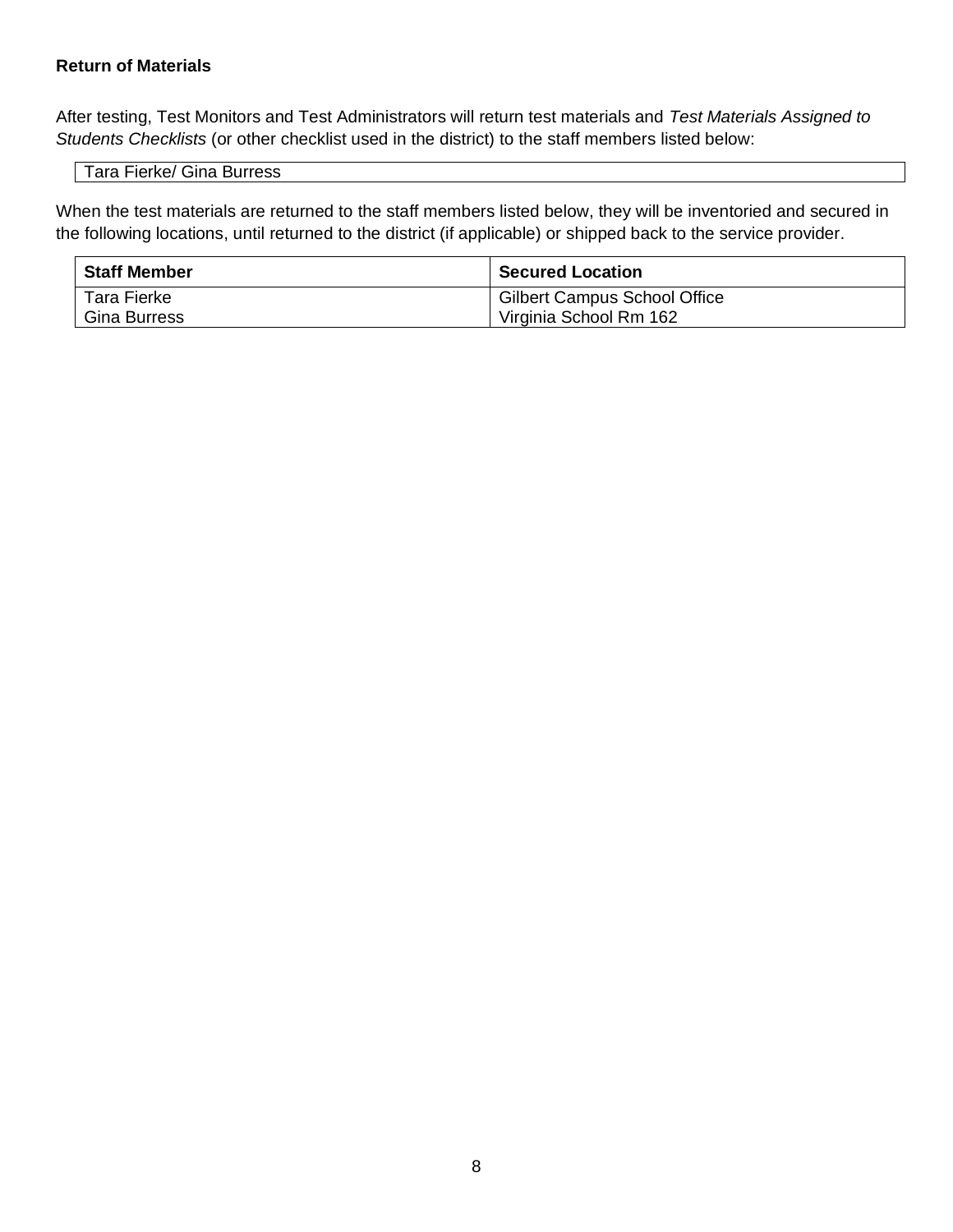**Return of Materials**

After testing, Test Monitors and Test Administrators will return test materials and *Test Materials Assigned to Students Checklists* (or other checklist used in the district) to the staff members listed below:

| Tara Fierke/ Gina Burress |
|---|

When the test materials are returned to the staff members listed below, they will be inventoried and secured in the following locations, until returned to the district (if applicable) or shipped back to the service provider.

| Staff Member | Secured Location |
|---|---|
| Tara Fierke | Gilbert Campus School Office |
| Gina Burress | Virginia School Rm 162 |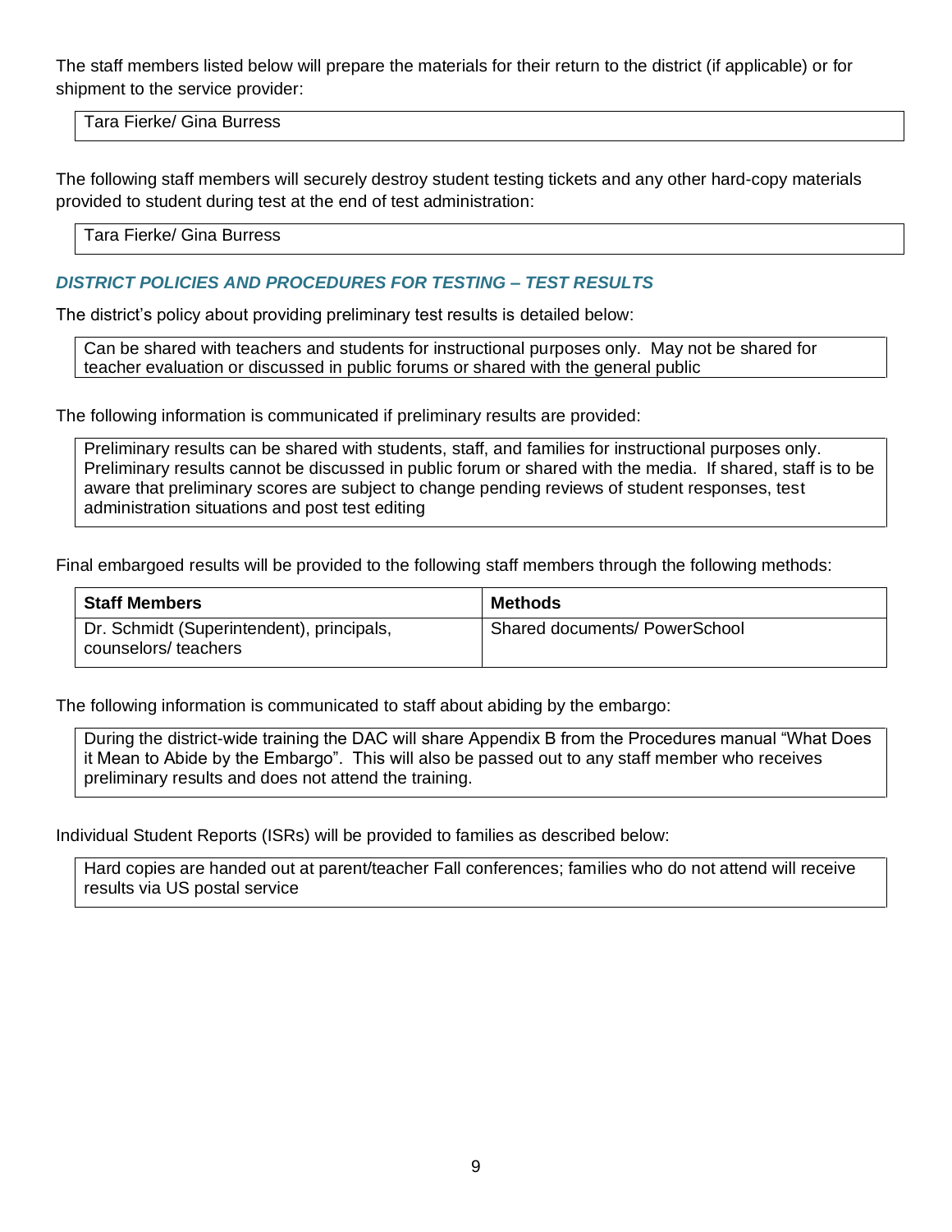The staff members listed below will prepare the materials for their return to the district (if applicable) or for shipment to the service provider:

| |
|---|
| Tara Fierke/ Gina Burress |

The following staff members will securely destroy student testing tickets and any other hard-copy materials provided to student during test at the end of test administration:

| |
|---|
| Tara Fierke/ Gina Burress |

### *DISTRICT POLICIES AND PROCEDURES FOR TESTING – TEST RESULTS*

The district's policy about providing preliminary test results is detailed below:

| |
|---|
| Can be shared with teachers and students for instructional purposes only. May not be shared for teacher evaluation or discussed in public forums or shared with the general public |

The following information is communicated if preliminary results are provided:

| |
|---|
| Preliminary results can be shared with students, staff, and families for instructional purposes only. Preliminary results cannot be discussed in public forum or shared with the media. If shared, staff is to be aware that preliminary scores are subject to change pending reviews of student responses, test administration situations and post test editing |

Final embargoed results will be provided to the following staff members through the following methods:

| Staff Members | Methods |
|---|---|
| Dr. Schmidt (Superintendent), principals, counselors/ teachers | Shared documents/ PowerSchool |

The following information is communicated to staff about abiding by the embargo:

| |
|---|
| During the district-wide training the DAC will share Appendix B from the Procedures manual "What Does it Mean to Abide by the Embargo". This will also be passed out to any staff member who receives preliminary results and does not attend the training. |

Individual Student Reports (ISRs) will be provided to families as described below:

| |
|---|
| Hard copies are handed out at parent/teacher Fall conferences; families who do not attend will receive results via US postal service |